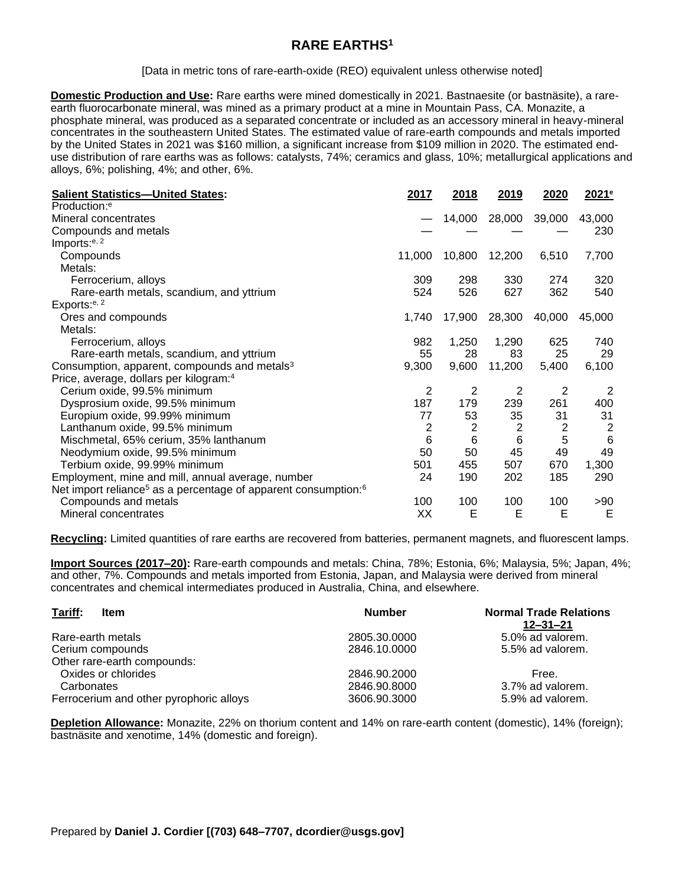# RARE EARTHS[1]

[Data in metric tons of rare-earth-oxide (REO) equivalent unless otherwise noted]

**Domestic Production and Use:** Rare earths were mined domestically in 2021. Bastnaesite (or bastnäsite), a rare-earth fluorocarbonate mineral, was mined as a primary product at a mine in Mountain Pass, CA. Monazite, a phosphate mineral, was produced as a separated concentrate or included as an accessory mineral in heavy-mineral concentrates in the southeastern United States. The estimated value of rare-earth compounds and metals imported by the United States in 2021 was $160 million, a significant increase from $109 million in 2020. The estimated end-use distribution of rare earths was as follows: catalysts, 74%; ceramics and glass, 10%; metallurgical applications and alloys, 6%; polishing, 4%; and other, 6%.

| Salient Statistics—United States: | 2017 | 2018 | 2019 | 2020 | 2021[e] |
|---|---|---|---|---|---|
| Production:[e] | | | | | |
| Mineral concentrates | — | 14,000 | 28,000 | 39,000 | 43,000 |
| Compounds and metals | — | — | — | — | 230 |
| Imports:[e, 2] | | | | | |
| Compounds | 11,000 | 10,800 | 12,200 | 6,510 | 7,700 |
| Metals: | | | | | |
| Ferrocerium, alloys | 309 | 298 | 330 | 274 | 320 |
| Rare-earth metals, scandium, and yttrium | 524 | 526 | 627 | 362 | 540 |
| Exports:[e, 2] | | | | | |
| Ores and compounds | 1,740 | 17,900 | 28,300 | 40,000 | 45,000 |
| Metals: | | | | | |
| Ferrocerium, alloys | 982 | 1,250 | 1,290 | 625 | 740 |
| Rare-earth metals, scandium, and yttrium | 55 | 28 | 83 | 25 | 29 |
| Consumption, apparent, compounds and metals[3] | 9,300 | 9,600 | 11,200 | 5,400 | 6,100 |
| Price, average, dollars per kilogram:[4] | | | | | |
| Cerium oxide, 99.5% minimum | 2 | 2 | 2 | 2 | 2 |
| Dysprosium oxide, 99.5% minimum | 187 | 179 | 239 | 261 | 400 |
| Europium oxide, 99.99% minimum | 77 | 53 | 35 | 31 | 31 |
| Lanthanum oxide, 99.5% minimum | 2 | 2 | 2 | 2 | 2 |
| Mischmetal, 65% cerium, 35% lanthanum | 6 | 6 | 6 | 5 | 6 |
| Neodymium oxide, 99.5% minimum | 50 | 50 | 45 | 49 | 49 |
| Terbium oxide, 99.99% minimum | 501 | 455 | 507 | 670 | 1,300 |
| Employment, mine and mill, annual average, number | 24 | 190 | 202 | 185 | 290 |
| Net import reliance[5] as a percentage of apparent consumption:[6] | | | | | |
| Compounds and metals | 100 | 100 | 100 | 100 | >90 |
| Mineral concentrates | XX | E | E | E | E |

**Recycling:** Limited quantities of rare earths are recovered from batteries, permanent magnets, and fluorescent lamps.

**Import Sources (2017–20):** Rare-earth compounds and metals: China, 78%; Estonia, 6%; Malaysia, 5%; Japan, 4%; and other, 7%. Compounds and metals imported from Estonia, Japan, and Malaysia were derived from mineral concentrates and chemical intermediates produced in Australia, China, and elsewhere.

| Tariff: Item | Number | Normal Trade Relations 12–31–21 |
|---|---|---|
| Rare-earth metals | 2805.30.0000 | 5.0% ad valorem. |
| Cerium compounds | 2846.10.0000 | 5.5% ad valorem. |
| Other rare-earth compounds: | | |
| Oxides or chlorides | 2846.90.2000 | Free. |
| Carbonates | 2846.90.8000 | 3.7% ad valorem. |
| Ferrocerium and other pyrophoric alloys | 3606.90.3000 | 5.9% ad valorem. |

**Depletion Allowance:** Monazite, 22% on thorium content and 14% on rare-earth content (domestic), 14% (foreign); bastnäsite and xenotime, 14% (domestic and foreign).

Prepared by **Daniel J. Cordier [(703) 648–7707, dcordier@usgs.gov]**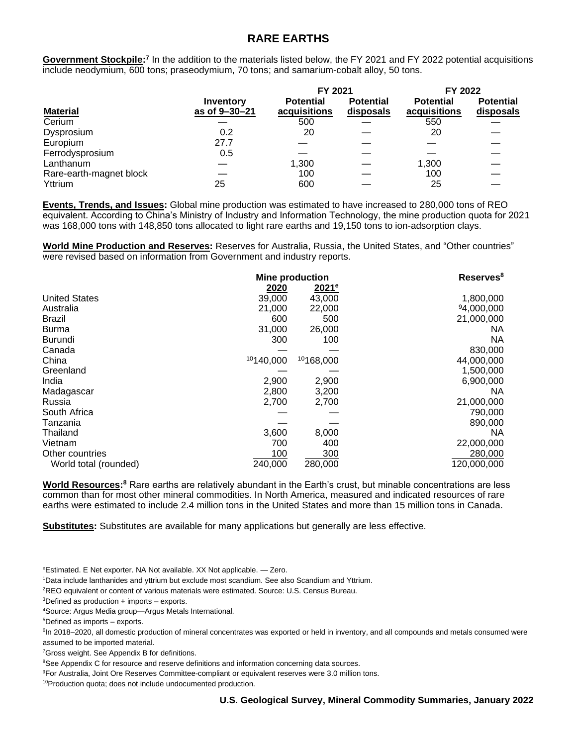# RARE EARTHS

**Government Stockpile:**[7] In the addition to the materials listed below, the FY 2021 and FY 2022 potential acquisitions include neodymium, 600 tons; praseodymium, 70 tons; and samarium-cobalt alloy, 50 tons.

| | | FY 2021 | | FY 2022 | |
|---|---|---|---|---|---|
| Material | Inventory as of 9–30–21 | Potential acquisitions | Potential disposals | Potential acquisitions | Potential disposals |
| Cerium | — | 500 | — | 550 | — |
| Dysprosium | 0.2 | 20 | — | 20 | — |
| Europium | 27.7 | — | — | — | — |
| Ferrodysprosium | 0.5 | — | — | — | — |
| Lanthanum | — | 1,300 | — | 1,300 | — |
| Rare-earth-magnet block | — | 100 | — | 100 | — |
| Yttrium | 25 | 600 | — | 25 | — |

**Events, Trends, and Issues:** Global mine production was estimated to have increased to 280,000 tons of REO equivalent. According to China's Ministry of Industry and Information Technology, the mine production quota for 2021 was 168,000 tons with 148,850 tons allocated to light rare earths and 19,150 tons to ion-adsorption clays.

**World Mine Production and Reserves:** Reserves for Australia, Russia, the United States, and "Other countries" were revised based on information from Government and industry reports.

| | Mine production | | Reserves[8] |
|---|---|---|---|
| | 2020 | 2021[e] | |
| United States | 39,000 | 43,000 | 1,800,000 |
| Australia | 21,000 | 22,000 | [9]4,000,000 |
| Brazil | 600 | 500 | 21,000,000 |
| Burma | 31,000 | 26,000 | NA |
| Burundi | 300 | 100 | NA |
| Canada | — | — | 830,000 |
| China | [10]140,000 | [10]168,000 | 44,000,000 |
| Greenland | — | — | 1,500,000 |
| India | 2,900 | 2,900 | 6,900,000 |
| Madagascar | 2,800 | 3,200 | NA |
| Russia | 2,700 | 2,700 | 21,000,000 |
| South Africa | — | — | 790,000 |
| Tanzania | — | — | 890,000 |
| Thailand | 3,600 | 8,000 | NA |
| Vietnam | 700 | 400 | 22,000,000 |
| Other countries | 100 | 300 | 280,000 |
| World total (rounded) | 240,000 | 280,000 | 120,000,000 |

**World Resources:**[8] Rare earths are relatively abundant in the Earth's crust, but minable concentrations are less common than for most other mineral commodities. In North America, measured and indicated resources of rare earths were estimated to include 2.4 million tons in the United States and more than 15 million tons in Canada.

**Substitutes:** Substitutes are available for many applications but generally are less effective.

[e]Estimated. E Net exporter. NA Not available. XX Not applicable. — Zero.

[1]Data include lanthanides and yttrium but exclude most scandium. See also Scandium and Yttrium.

[2]REO equivalent or content of various materials were estimated. Source: U.S. Census Bureau.

[3]Defined as production + imports – exports.

[4]Source: Argus Media group—Argus Metals International.

[5]Defined as imports – exports.

[6]In 2018–2020, all domestic production of mineral concentrates was exported or held in inventory, and all compounds and metals consumed were assumed to be imported material.

[7]Gross weight. See Appendix B for definitions.

[8]See Appendix C for resource and reserve definitions and information concerning data sources.

[9]For Australia, Joint Ore Reserves Committee-compliant or equivalent reserves were 3.0 million tons.

[10]Production quota; does not include undocumented production.